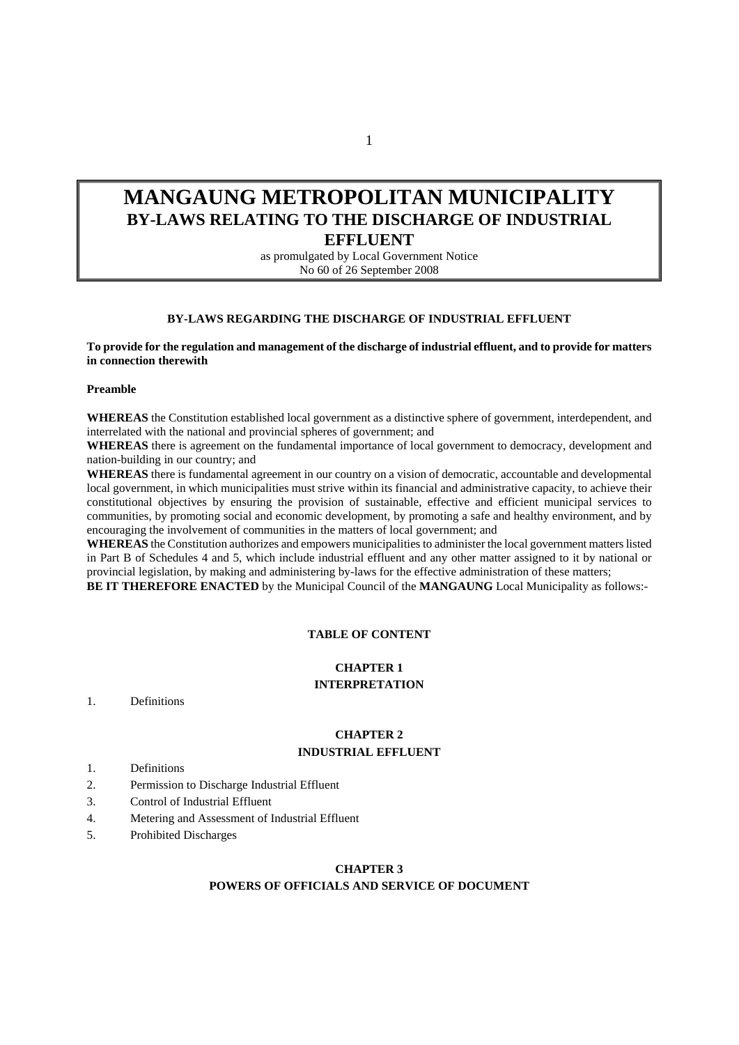# MANGAUNG METROPOLITAN MUNICIPALITY
## BY-LAWS RELATING TO THE DISCHARGE OF INDUSTRIAL EFFLUENT

as promulgated by Local Government Notice
No 60 of 26 September 2008

**BY-LAWS REGARDING THE DISCHARGE OF INDUSTRIAL EFFLUENT**

**To provide for the regulation and management of the discharge of industrial effluent, and to provide for matters in connection therewith**

**Preamble**

**WHEREAS** the Constitution established local government as a distinctive sphere of government, interdependent, and interrelated with the national and provincial spheres of government; and

**WHEREAS** there is agreement on the fundamental importance of local government to democracy, development and nation-building in our country; and

**WHEREAS** there is fundamental agreement in our country on a vision of democratic, accountable and developmental local government, in which municipalities must strive within its financial and administrative capacity, to achieve their constitutional objectives by ensuring the provision of sustainable, effective and efficient municipal services to communities, by promoting social and economic development, by promoting a safe and healthy environment, and by encouraging the involvement of communities in the matters of local government; and

**WHEREAS** the Constitution authorizes and empowers municipalities to administer the local government matters listed in Part B of Schedules 4 and 5, which include industrial effluent and any other matter assigned to it by national or provincial legislation, by making and administering by-laws for the effective administration of these matters;

**BE IT THEREFORE ENACTED** by the Municipal Council of the **MANGAUNG** Local Municipality as follows:-

**TABLE OF CONTENT**

**CHAPTER 1**
**INTERPRETATION**

1. Definitions

**CHAPTER 2**
**INDUSTRIAL EFFLUENT**

1. Definitions
2. Permission to Discharge Industrial Effluent
3. Control of Industrial Effluent
4. Metering and Assessment of Industrial Effluent
5. Prohibited Discharges

**CHAPTER 3**
**POWERS OF OFFICIALS AND SERVICE OF DOCUMENT**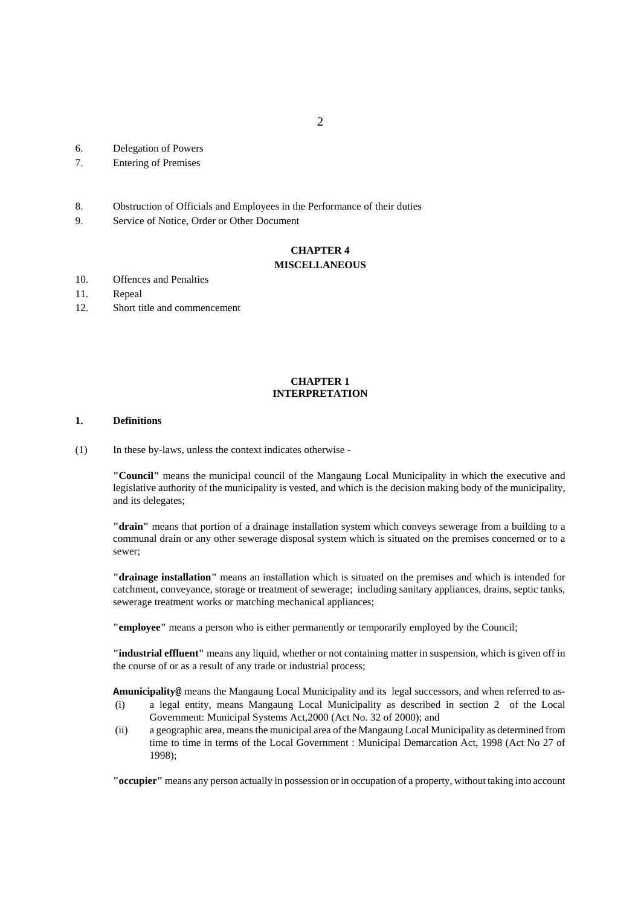6. Delegation of Powers
7. Entering of Premises

8. Obstruction of Officials and Employees in the Performance of their duties
9. Service of Notice, Order or Other Document

**CHAPTER 4**
**MISCELLANEOUS**

10. Offences and Penalties
11. Repeal
12. Short title and commencement

**CHAPTER 1**
**INTERPRETATION**

**1. Definitions**

(1) In these by-laws, unless the context indicates otherwise -

**"Council"** means the municipal council of the Mangaung Local Municipality in which the executive and legislative authority of the municipality is vested, and which is the decision making body of the municipality, and its delegates;

**"drain"** means that portion of a drainage installation system which conveys sewerage from a building to a communal drain or any other sewerage disposal system which is situated on the premises concerned or to a sewer;

**"drainage installation"** means an installation which is situated on the premises and which is intended for catchment, conveyance, storage or treatment of sewerage; including sanitary appliances, drains, septic tanks, sewerage treatment works or matching mechanical appliances;

**"employee"** means a person who is either permanently or temporarily employed by the Council;

**"industrial effluent"** means any liquid, whether or not containing matter in suspension, which is given off in the course of or as a result of any trade or industrial process;

**Amunicipality@** means the Mangaung Local Municipality and its legal successors, and when referred to as-

(i) a legal entity, means Mangaung Local Municipality as described in section 2 of the Local Government: Municipal Systems Act,2000 (Act No. 32 of 2000); and
(ii) a geographic area, means the municipal area of the Mangaung Local Municipality as determined from time to time in terms of the Local Government : Municipal Demarcation Act, 1998 (Act No 27 of 1998);

**"occupier"** means any person actually in possession or in occupation of a property, without taking into account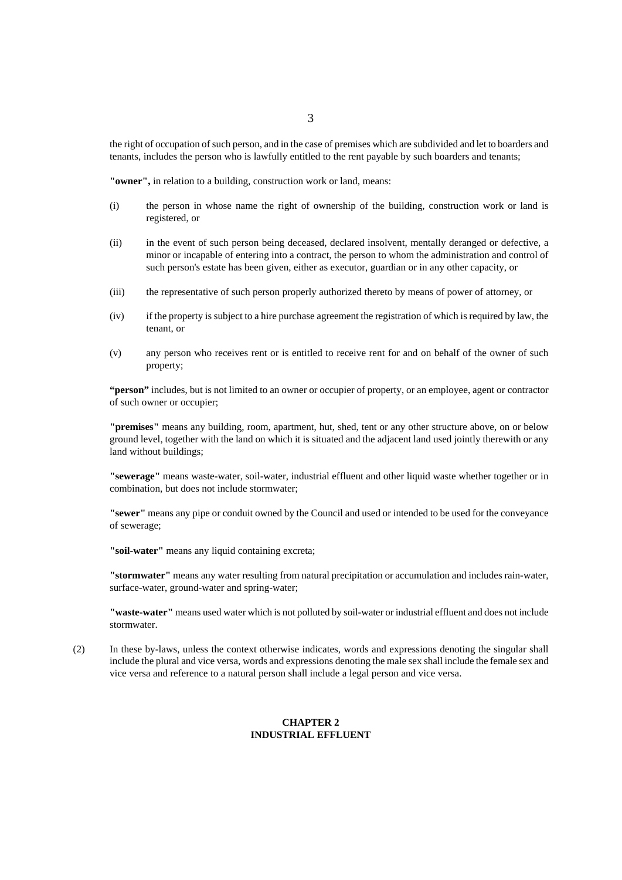the right of occupation of such person, and in the case of premises which are subdivided and let to boarders and tenants, includes the person who is lawfully entitled to the rent payable by such boarders and tenants;

**"owner",** in relation to a building, construction work or land, means:

(i) the person in whose name the right of ownership of the building, construction work or land is registered, or

(ii) in the event of such person being deceased, declared insolvent, mentally deranged or defective, a minor or incapable of entering into a contract, the person to whom the administration and control of such person's estate has been given, either as executor, guardian or in any other capacity, or

(iii) the representative of such person properly authorized thereto by means of power of attorney, or

(iv) if the property is subject to a hire purchase agreement the registration of which is required by law, the tenant, or

(v) any person who receives rent or is entitled to receive rent for and on behalf of the owner of such property;

**"person"** includes, but is not limited to an owner or occupier of property, or an employee, agent or contractor of such owner or occupier;

**"premises"** means any building, room, apartment, hut, shed, tent or any other structure above, on or below ground level, together with the land on which it is situated and the adjacent land used jointly therewith or any land without buildings;

**"sewerage"** means waste-water, soil-water, industrial effluent and other liquid waste whether together or in combination, but does not include stormwater;

**"sewer"** means any pipe or conduit owned by the Council and used or intended to be used for the conveyance of sewerage;

**"soil-water"** means any liquid containing excreta;

**"stormwater"** means any water resulting from natural precipitation or accumulation and includes rain-water, surface-water, ground-water and spring-water;

**"waste-water"** means used water which is not polluted by soil-water or industrial effluent and does not include stormwater.

(2) In these by-laws, unless the context otherwise indicates, words and expressions denoting the singular shall include the plural and vice versa, words and expressions denoting the male sex shall include the female sex and vice versa and reference to a natural person shall include a legal person and vice versa.

## CHAPTER 2
## INDUSTRIAL EFFLUENT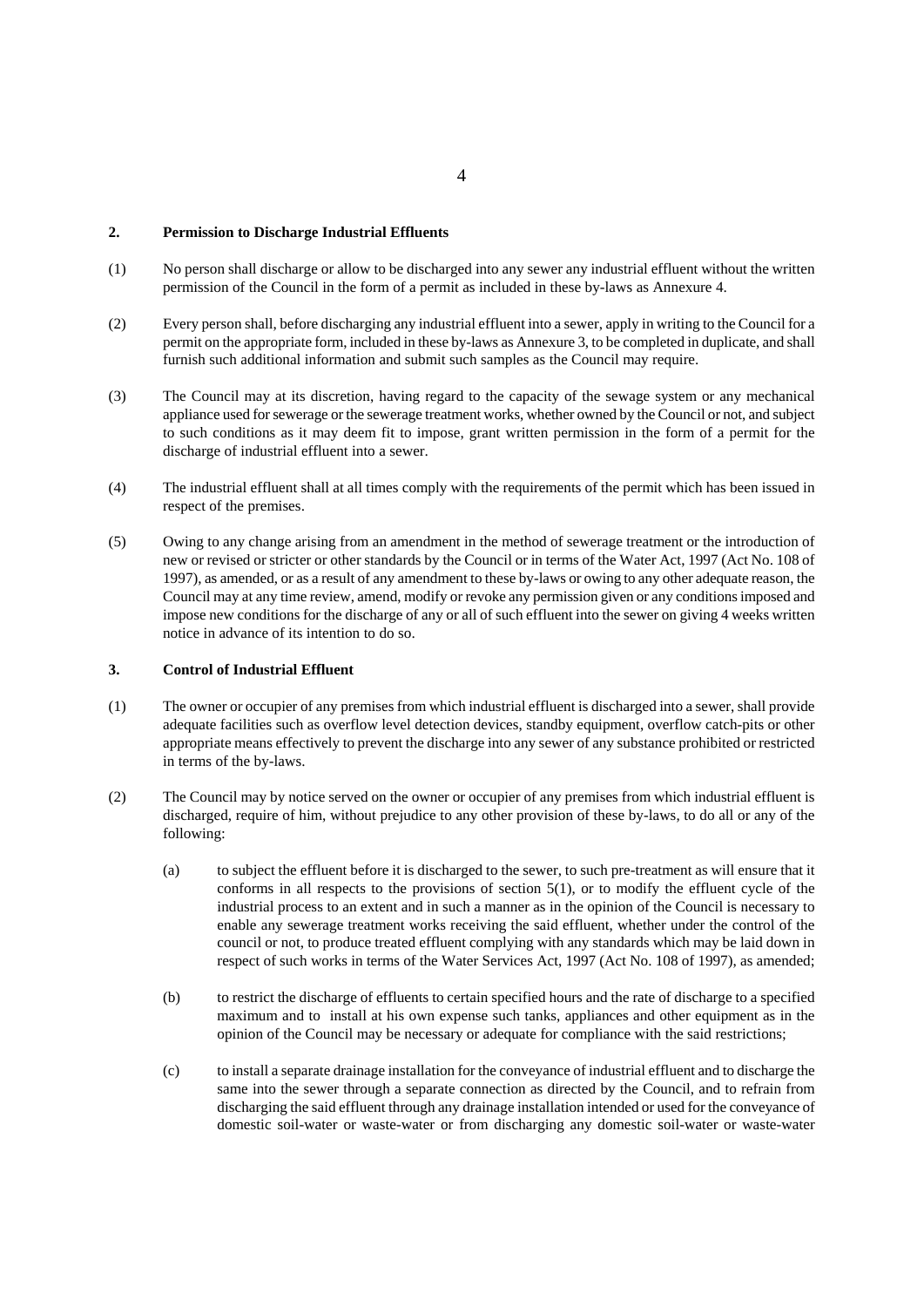**2. Permission to Discharge Industrial Effluents**

(1) No person shall discharge or allow to be discharged into any sewer any industrial effluent without the written permission of the Council in the form of a permit as included in these by-laws as Annexure 4.

(2) Every person shall, before discharging any industrial effluent into a sewer, apply in writing to the Council for a permit on the appropriate form, included in these by-laws as Annexure 3, to be completed in duplicate, and shall furnish such additional information and submit such samples as the Council may require.

(3) The Council may at its discretion, having regard to the capacity of the sewage system or any mechanical appliance used for sewerage or the sewerage treatment works, whether owned by the Council or not, and subject to such conditions as it may deem fit to impose, grant written permission in the form of a permit for the discharge of industrial effluent into a sewer.

(4) The industrial effluent shall at all times comply with the requirements of the permit which has been issued in respect of the premises.

(5) Owing to any change arising from an amendment in the method of sewerage treatment or the introduction of new or revised or stricter or other standards by the Council or in terms of the Water Act, 1997 (Act No. 108 of 1997), as amended, or as a result of any amendment to these by-laws or owing to any other adequate reason, the Council may at any time review, amend, modify or revoke any permission given or any conditions imposed and impose new conditions for the discharge of any or all of such effluent into the sewer on giving 4 weeks written notice in advance of its intention to do so.

**3. Control of Industrial Effluent**

(1) The owner or occupier of any premises from which industrial effluent is discharged into a sewer, shall provide adequate facilities such as overflow level detection devices, standby equipment, overflow catch-pits or other appropriate means effectively to prevent the discharge into any sewer of any substance prohibited or restricted in terms of the by-laws.

(2) The Council may by notice served on the owner or occupier of any premises from which industrial effluent is discharged, require of him, without prejudice to any other provision of these by-laws, to do all or any of the following:

(a) to subject the effluent before it is discharged to the sewer, to such pre-treatment as will ensure that it conforms in all respects to the provisions of section 5(1), or to modify the effluent cycle of the industrial process to an extent and in such a manner as in the opinion of the Council is necessary to enable any sewerage treatment works receiving the said effluent, whether under the control of the council or not, to produce treated effluent complying with any standards which may be laid down in respect of such works in terms of the Water Services Act, 1997 (Act No. 108 of 1997), as amended;

(b) to restrict the discharge of effluents to certain specified hours and the rate of discharge to a specified maximum and to install at his own expense such tanks, appliances and other equipment as in the opinion of the Council may be necessary or adequate for compliance with the said restrictions;

(c) to install a separate drainage installation for the conveyance of industrial effluent and to discharge the same into the sewer through a separate connection as directed by the Council, and to refrain from discharging the said effluent through any drainage installation intended or used for the conveyance of domestic soil-water or waste-water or from discharging any domestic soil-water or waste-water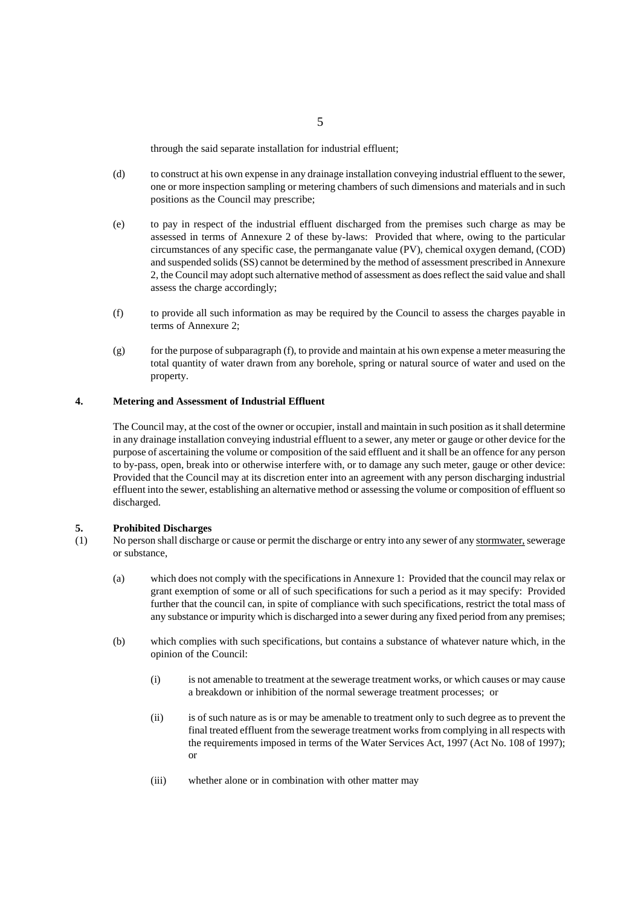through the said separate installation for industrial effluent;

(d) to construct at his own expense in any drainage installation conveying industrial effluent to the sewer, one or more inspection sampling or metering chambers of such dimensions and materials and in such positions as the Council may prescribe;

(e) to pay in respect of the industrial effluent discharged from the premises such charge as may be assessed in terms of Annexure 2 of these by-laws: Provided that where, owing to the particular circumstances of any specific case, the permanganate value (PV), chemical oxygen demand, (COD) and suspended solids (SS) cannot be determined by the method of assessment prescribed in Annexure 2, the Council may adopt such alternative method of assessment as does reflect the said value and shall assess the charge accordingly;

(f) to provide all such information as may be required by the Council to assess the charges payable in terms of Annexure 2;

(g) for the purpose of subparagraph (f), to provide and maintain at his own expense a meter measuring the total quantity of water drawn from any borehole, spring or natural source of water and used on the property.

**4. Metering and Assessment of Industrial Effluent**

The Council may, at the cost of the owner or occupier, install and maintain in such position as it shall determine in any drainage installation conveying industrial effluent to a sewer, any meter or gauge or other device for the purpose of ascertaining the volume or composition of the said effluent and it shall be an offence for any person to by-pass, open, break into or otherwise interfere with, or to damage any such meter, gauge or other device: Provided that the Council may at its discretion enter into an agreement with any person discharging industrial effluent into the sewer, establishing an alternative method or assessing the volume or composition of effluent so discharged.

**5. Prohibited Discharges**

(1) No person shall discharge or cause or permit the discharge or entry into any sewer of any <u>stormwater,</u> sewerage or substance,

(a) which does not comply with the specifications in Annexure 1: Provided that the council may relax or grant exemption of some or all of such specifications for such a period as it may specify: Provided further that the council can, in spite of compliance with such specifications, restrict the total mass of any substance or impurity which is discharged into a sewer during any fixed period from any premises;

(b) which complies with such specifications, but contains a substance of whatever nature which, in the opinion of the Council:

(i) is not amenable to treatment at the sewerage treatment works, or which causes or may cause a breakdown or inhibition of the normal sewerage treatment processes; or

(ii) is of such nature as is or may be amenable to treatment only to such degree as to prevent the final treated effluent from the sewerage treatment works from complying in all respects with the requirements imposed in terms of the Water Services Act, 1997 (Act No. 108 of 1997); or

(iii) whether alone or in combination with other matter may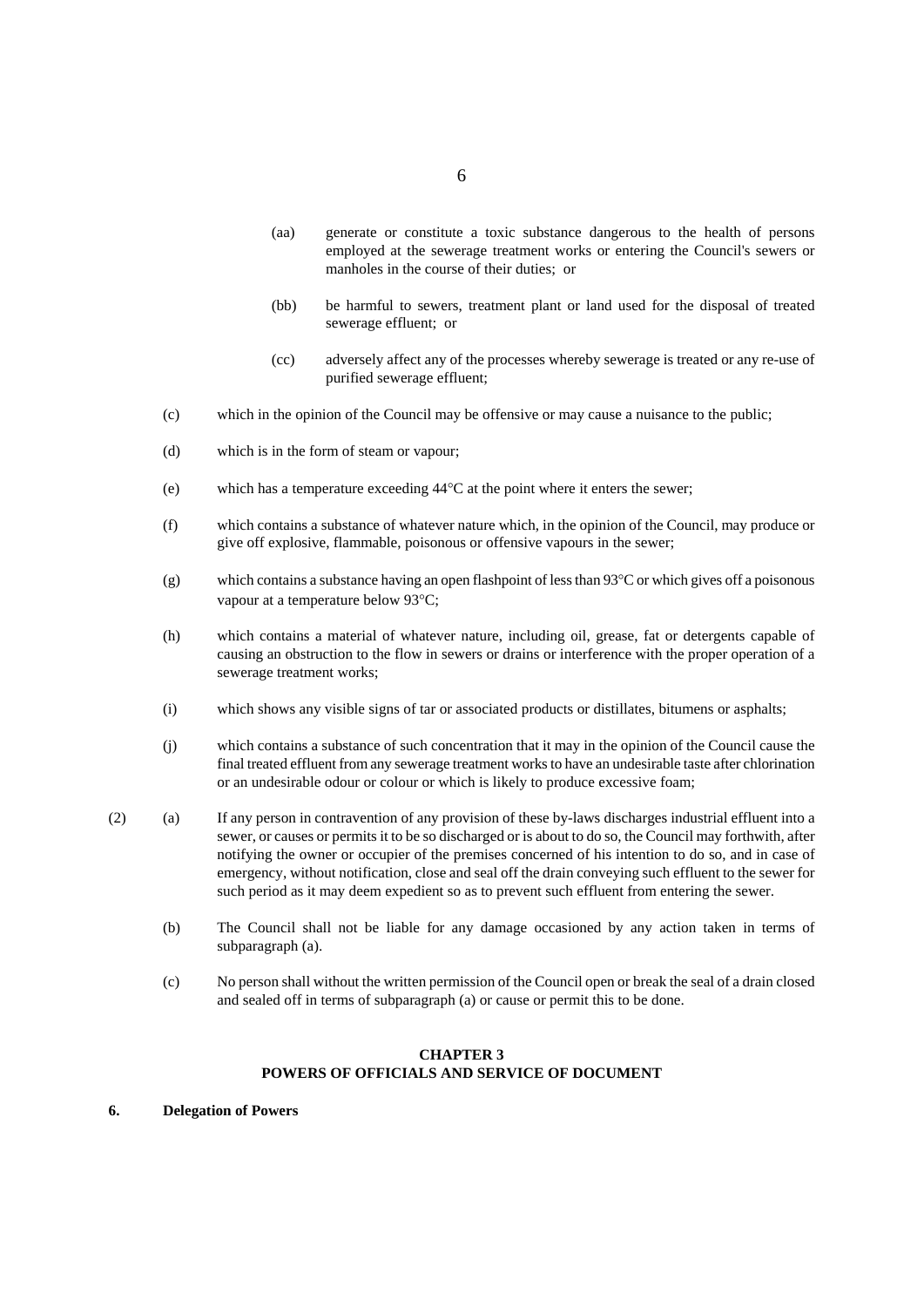(aa) generate or constitute a toxic substance dangerous to the health of persons employed at the sewerage treatment works or entering the Council's sewers or manholes in the course of their duties; or

(bb) be harmful to sewers, treatment plant or land used for the disposal of treated sewerage effluent; or

(cc) adversely affect any of the processes whereby sewerage is treated or any re-use of purified sewerage effluent;

(c) which in the opinion of the Council may be offensive or may cause a nuisance to the public;

(d) which is in the form of steam or vapour;

(e) which has a temperature exceeding 44°C at the point where it enters the sewer;

(f) which contains a substance of whatever nature which, in the opinion of the Council, may produce or give off explosive, flammable, poisonous or offensive vapours in the sewer;

(g) which contains a substance having an open flashpoint of less than 93°C or which gives off a poisonous vapour at a temperature below 93°C;

(h) which contains a material of whatever nature, including oil, grease, fat or detergents capable of causing an obstruction to the flow in sewers or drains or interference with the proper operation of a sewerage treatment works;

(i) which shows any visible signs of tar or associated products or distillates, bitumens or asphalts;

(j) which contains a substance of such concentration that it may in the opinion of the Council cause the final treated effluent from any sewerage treatment works to have an undesirable taste after chlorination or an undesirable odour or colour or which is likely to produce excessive foam;

(2) (a) If any person in contravention of any provision of these by-laws discharges industrial effluent into a sewer, or causes or permits it to be so discharged or is about to do so, the Council may forthwith, after notifying the owner or occupier of the premises concerned of his intention to do so, and in case of emergency, without notification, close and seal off the drain conveying such effluent to the sewer for such period as it may deem expedient so as to prevent such effluent from entering the sewer.

(b) The Council shall not be liable for any damage occasioned by any action taken in terms of subparagraph (a).

(c) No person shall without the written permission of the Council open or break the seal of a drain closed and sealed off in terms of subparagraph (a) or cause or permit this to be done.

## CHAPTER 3
## POWERS OF OFFICIALS AND SERVICE OF DOCUMENT

**6. Delegation of Powers**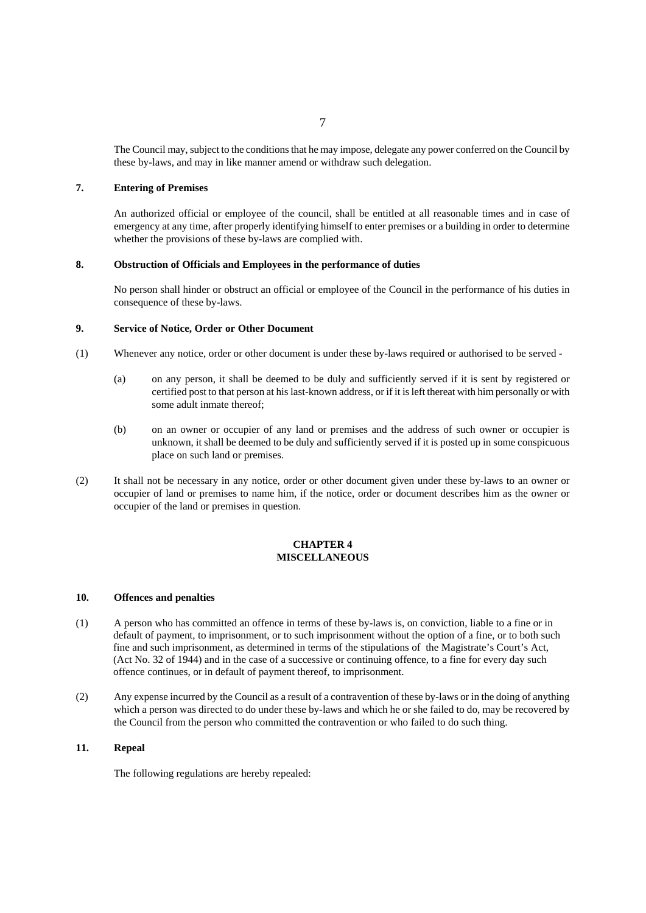The Council may, subject to the conditions that he may impose, delegate any power conferred on the Council by these by-laws, and may in like manner amend or withdraw such delegation.

**7. Entering of Premises**

An authorized official or employee of the council, shall be entitled at all reasonable times and in case of emergency at any time, after properly identifying himself to enter premises or a building in order to determine whether the provisions of these by-laws are complied with.

**8. Obstruction of Officials and Employees in the performance of duties**

No person shall hinder or obstruct an official or employee of the Council in the performance of his duties in consequence of these by-laws.

**9. Service of Notice, Order or Other Document**

(1) Whenever any notice, order or other document is under these by-laws required or authorised to be served -

(a) on any person, it shall be deemed to be duly and sufficiently served if it is sent by registered or certified post to that person at his last-known address, or if it is left thereat with him personally or with some adult inmate thereof;

(b) on an owner or occupier of any land or premises and the address of such owner or occupier is unknown, it shall be deemed to be duly and sufficiently served if it is posted up in some conspicuous place on such land or premises.

(2) It shall not be necessary in any notice, order or other document given under these by-laws to an owner or occupier of land or premises to name him, if the notice, order or document describes him as the owner or occupier of the land or premises in question.

## CHAPTER 4
## MISCELLANEOUS

**10. Offences and penalties**

(1) A person who has committed an offence in terms of these by-laws is, on conviction, liable to a fine or in default of payment, to imprisonment, or to such imprisonment without the option of a fine, or to both such fine and such imprisonment, as determined in terms of the stipulations of the Magistrate's Court's Act, (Act No. 32 of 1944) and in the case of a successive or continuing offence, to a fine for every day such offence continues, or in default of payment thereof, to imprisonment.

(2) Any expense incurred by the Council as a result of a contravention of these by-laws or in the doing of anything which a person was directed to do under these by-laws and which he or she failed to do, may be recovered by the Council from the person who committed the contravention or who failed to do such thing.

**11. Repeal**

The following regulations are hereby repealed: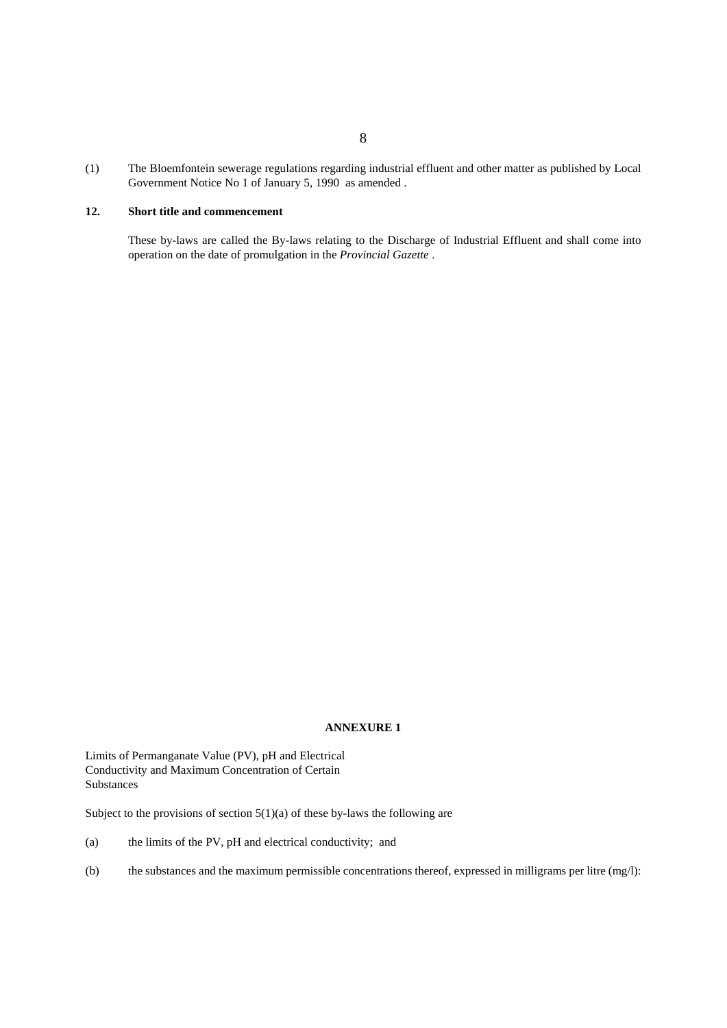(1) The Bloemfontein sewerage regulations regarding industrial effluent and other matter as published by Local Government Notice No 1 of January 5, 1990 as amended .

**12. Short title and commencement**

These by-laws are called the By-laws relating to the Discharge of Industrial Effluent and shall come into operation on the date of promulgation in the *Provincial Gazette* .

**ANNEXURE 1**

Limits of Permanganate Value (PV), pH and Electrical Conductivity and Maximum Concentration of Certain Substances

Subject to the provisions of section 5(1)(a) of these by-laws the following are

(a) the limits of the PV, pH and electrical conductivity; and

(b) the substances and the maximum permissible concentrations thereof, expressed in milligrams per litre (mg/l):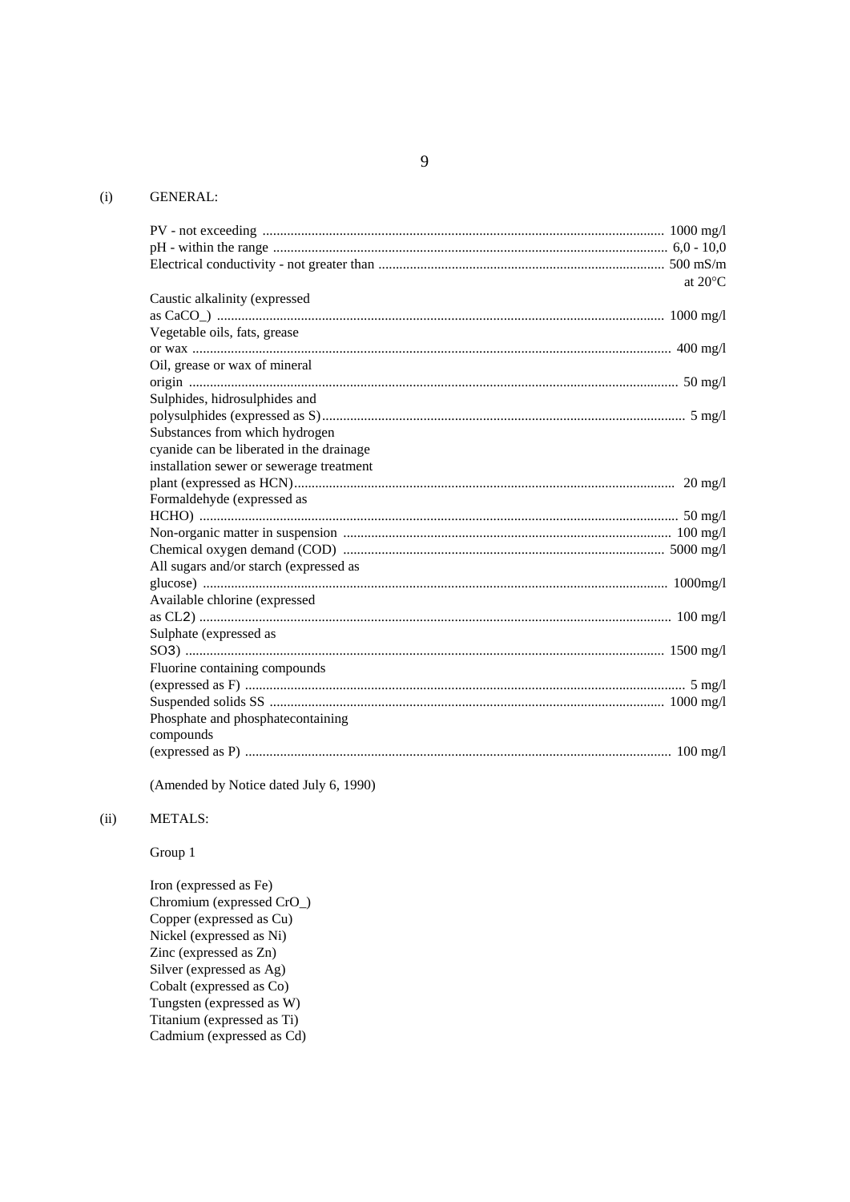(i) GENERAL:

| Parameter | Limit |
|---|---|
| PV - not exceeding | 1000 mg/l |
| pH - within the range | 6,0 - 10,0 |
| Electrical conductivity - not greater than | 500 mS/m at 20°C |
| Caustic alkalinity (expressed as CaCO_) | 1000 mg/l |
| Vegetable oils, fats, grease or wax | 400 mg/l |
| Oil, grease or wax of mineral origin | 50 mg/l |
| Sulphides, hidrosulphides and polysulphides (expressed as S) | 5 mg/l |
| Substances from which hydrogen cyanide can be liberated in the drainage installation sewer or sewerage treatment plant (expressed as HCN) | 20 mg/l |
| Formaldehyde (expressed as HCHO) | 50 mg/l |
| Non-organic matter in suspension | 100 mg/l |
| Chemical oxygen demand (COD) | 5000 mg/l |
| All sugars and/or starch (expressed as glucose) | 1000mg/l |
| Available chlorine (expressed as $CL2$) | 100 mg/l |
| Sulphate (expressed as $SO3$) | 1500 mg/l |
| Fluorine containing compounds (expressed as F) | 5 mg/l |
| Suspended solids SS | 1000 mg/l |
| Phosphate and phosphatecontaining compounds (expressed as P) | 100 mg/l |

(Amended by Notice dated July 6, 1990)

(ii) METALS:

Group 1

Iron (expressed as Fe)
Chromium (expressed CrO_)
Copper (expressed as Cu)
Nickel (expressed as Ni)
Zinc (expressed as Zn)
Silver (expressed as Ag)
Cobalt (expressed as Co)
Tungsten (expressed as W)
Titanium (expressed as Ti)
Cadmium (expressed as Cd)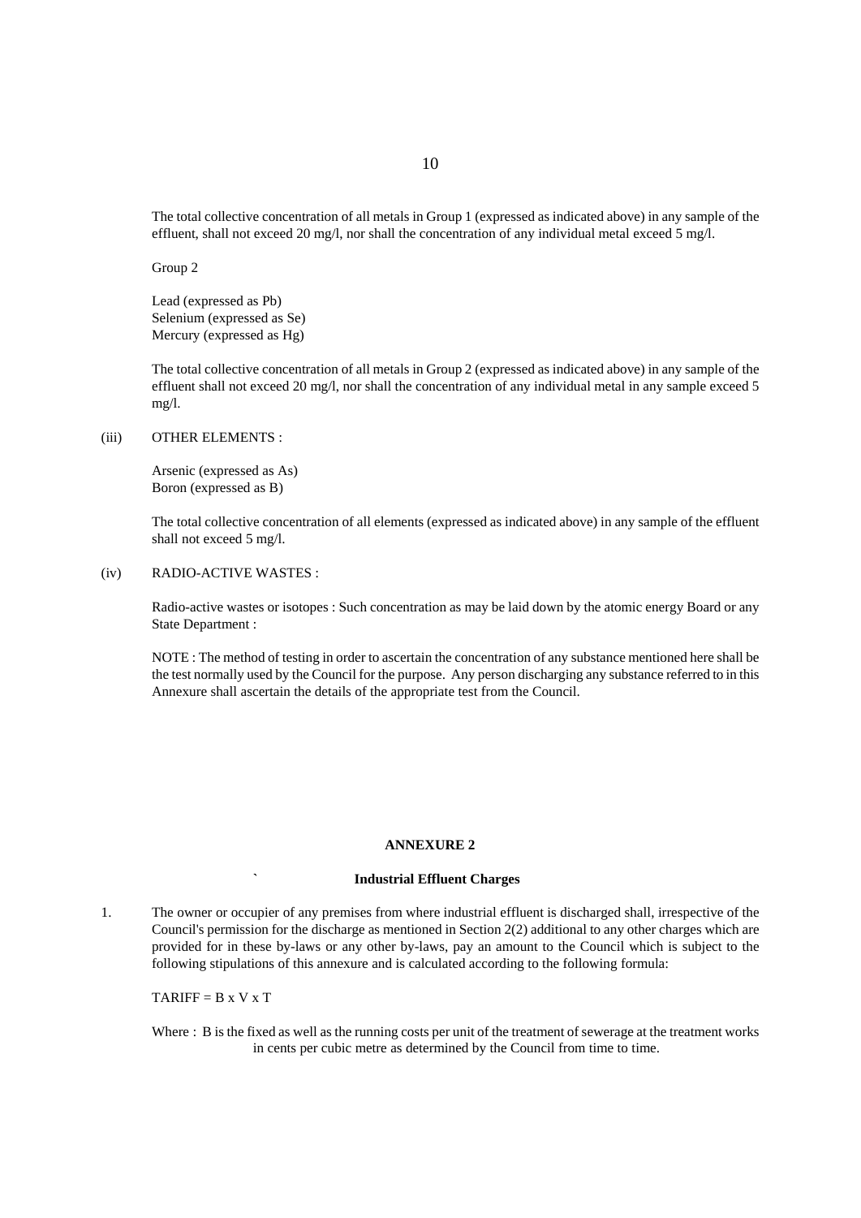The total collective concentration of all metals in Group 1 (expressed as indicated above) in any sample of the effluent, shall not exceed 20 mg/l, nor shall the concentration of any individual metal exceed 5 mg/l.

Group 2

Lead (expressed as Pb)
Selenium (expressed as Se)
Mercury (expressed as Hg)

The total collective concentration of all metals in Group 2 (expressed as indicated above) in any sample of the effluent shall not exceed 20 mg/l, nor shall the concentration of any individual metal in any sample exceed 5 mg/l.

(iii) OTHER ELEMENTS :

Arsenic (expressed as As)
Boron (expressed as B)

The total collective concentration of all elements (expressed as indicated above) in any sample of the effluent shall not exceed 5 mg/l.

(iv) RADIO-ACTIVE WASTES :

Radio-active wastes or isotopes : Such concentration as may be laid down by the atomic energy Board or any State Department :

NOTE : The method of testing in order to ascertain the concentration of any substance mentioned here shall be the test normally used by the Council for the purpose. Any person discharging any substance referred to in this Annexure shall ascertain the details of the appropriate test from the Council.

## ANNEXURE 2

### Industrial Effluent Charges

1. The owner or occupier of any premises from where industrial effluent is discharged shall, irrespective of the Council's permission for the discharge as mentioned in Section 2(2) additional to any other charges which are provided for in these by-laws or any other by-laws, pay an amount to the Council which is subject to the following stipulations of this annexure and is calculated according to the following formula:

   TARIFF = B x V x T

   Where : B is the fixed as well as the running costs per unit of the treatment of sewerage at the treatment works in cents per cubic metre as determined by the Council from time to time.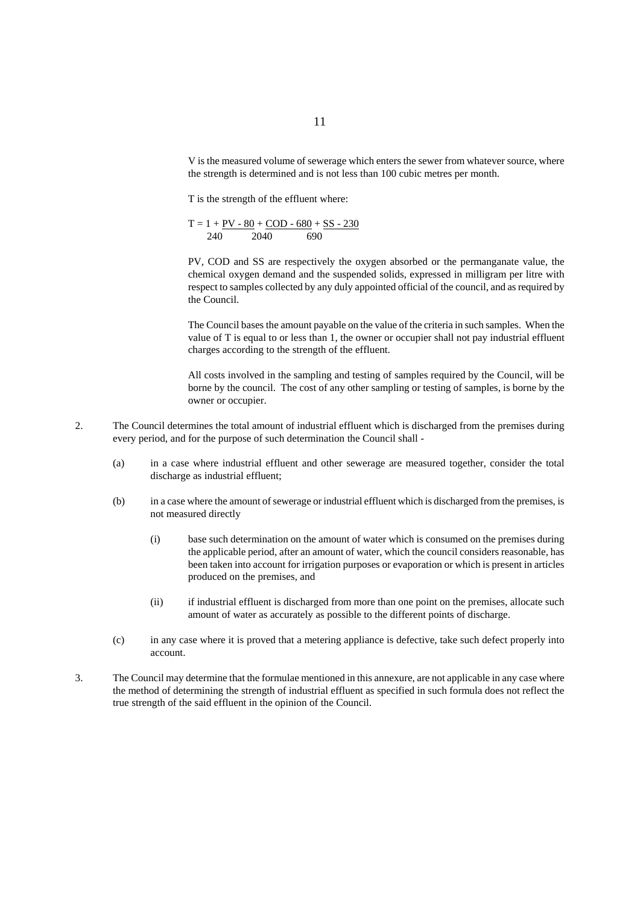V is the measured volume of sewerage which enters the sewer from whatever source, where the strength is determined and is not less than 100 cubic metres per month.

T is the strength of the effluent where:

$$T = 1 + \frac{PV - 80}{240} + \frac{COD - 680}{2040} + \frac{SS - 230}{690}$$

PV, COD and SS are respectively the oxygen absorbed or the permanganate value, the chemical oxygen demand and the suspended solids, expressed in milligram per litre with respect to samples collected by any duly appointed official of the council, and as required by the Council.

The Council bases the amount payable on the value of the criteria in such samples. When the value of T is equal to or less than 1, the owner or occupier shall not pay industrial effluent charges according to the strength of the effluent.

All costs involved in the sampling and testing of samples required by the Council, will be borne by the council. The cost of any other sampling or testing of samples, is borne by the owner or occupier.

2. The Council determines the total amount of industrial effluent which is discharged from the premises during every period, and for the purpose of such determination the Council shall -

   (a) in a case where industrial effluent and other sewerage are measured together, consider the total discharge as industrial effluent;

   (b) in a case where the amount of sewerage or industrial effluent which is discharged from the premises, is not measured directly

      (i) base such determination on the amount of water which is consumed on the premises during the applicable period, after an amount of water, which the council considers reasonable, has been taken into account for irrigation purposes or evaporation or which is present in articles produced on the premises, and

      (ii) if industrial effluent is discharged from more than one point on the premises, allocate such amount of water as accurately as possible to the different points of discharge.

   (c) in any case where it is proved that a metering appliance is defective, take such defect properly into account.

3. The Council may determine that the formulae mentioned in this annexure, are not applicable in any case where the method of determining the strength of industrial effluent as specified in such formula does not reflect the true strength of the said effluent in the opinion of the Council.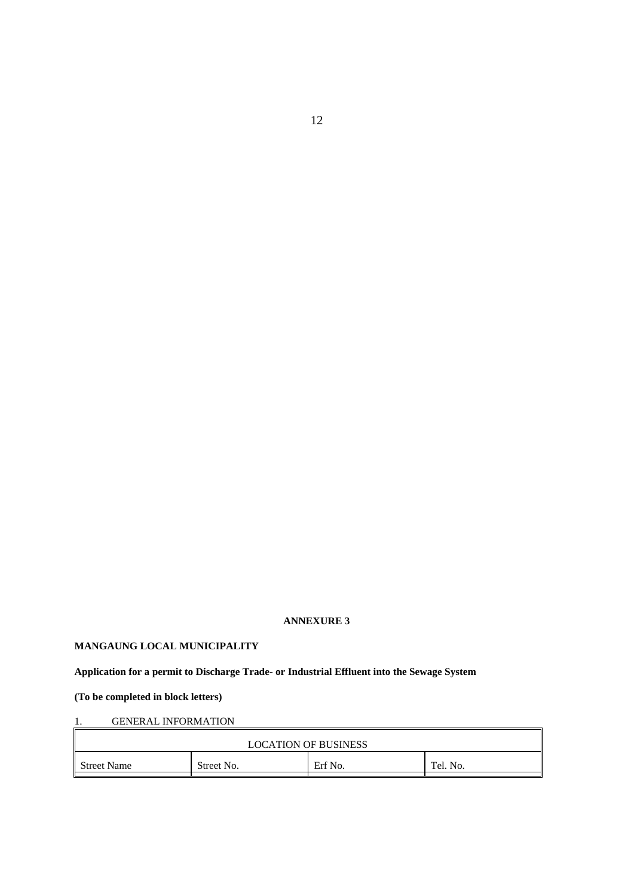**ANNEXURE 3**

**MANGAUNG LOCAL MUNICIPALITY**

**Application for a permit to Discharge Trade- or Industrial Effluent into the Sewage System**

**(To be completed in block letters)**

1. GENERAL INFORMATION

| LOCATION OF BUSINESS | | | |
|---|---|---|---|
| Street Name | Street No. | Erf No. | Tel. No. |
| | | | |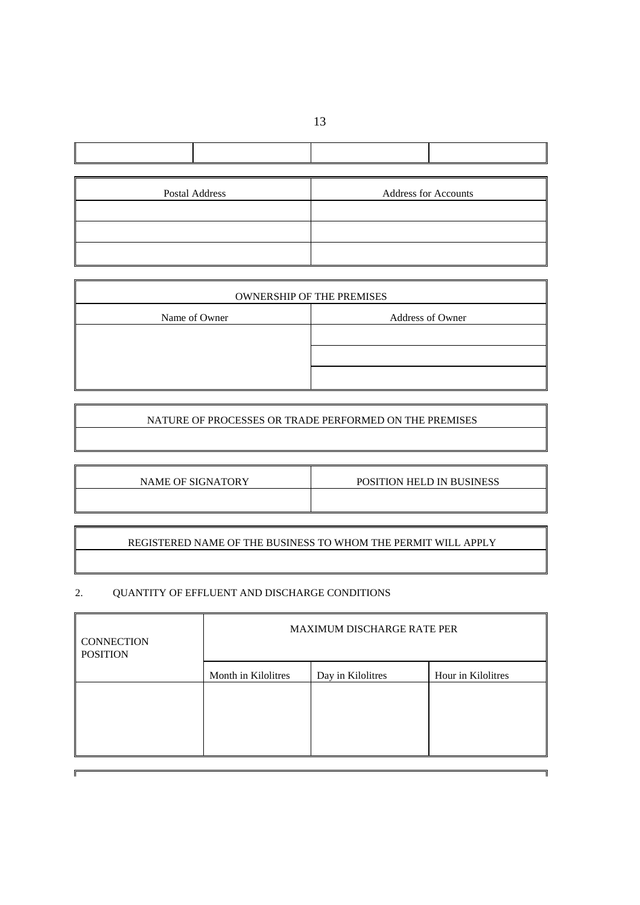| | | | |
|---|---|---|---|
| | | | |

| Postal Address | Address for Accounts |
|---|---|
| | |
| | |
| | |

| OWNERSHIP OF THE PREMISES | |
|---|---|
| Name of Owner | Address of Owner |
| | |
| | |
| | |

| NATURE OF PROCESSES OR TRADE PERFORMED ON THE PREMISES |
|---|
| |

| NAME OF SIGNATORY | POSITION HELD IN BUSINESS |
|---|---|
| | |

| REGISTERED NAME OF THE BUSINESS TO WHOM THE PERMIT WILL APPLY |
|---|
| |

2. QUANTITY OF EFFLUENT AND DISCHARGE CONDITIONS

| CONNECTION POSITION | MAXIMUM DISCHARGE RATE PER | | |
|---|---|---|---|
| | Month in Kilolitres | Day in Kilolitres | Hour in Kilolitres |
| | | | |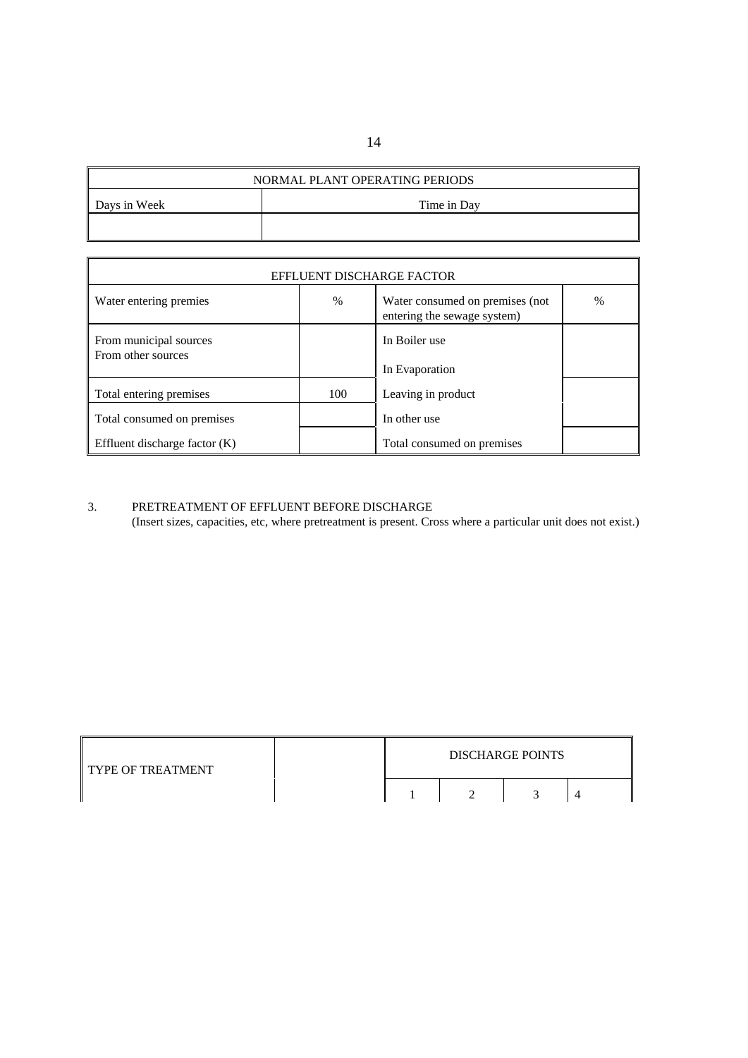| NORMAL PLANT OPERATING PERIODS | |
|---|---|
| Days in Week | Time in Day |
| | |

| EFFLUENT DISCHARGE FACTOR | | | |
|---|---|---|---|
| Water entering premies | % | Water consumed on premises (not entering the sewage system) | % |
| From municipal sources<br>From other sources | | In Boiler use<br>In Evaporation | |
| Total entering premises | 100 | Leaving in product | |
| Total consumed on premises | | In other use | |
| Effluent discharge factor (K) | | Total consumed on premises | |

3. PRETREATMENT OF EFFLUENT BEFORE DISCHARGE
(Insert sizes, capacities, etc, where pretreatment is present. Cross where a particular unit does not exist.)

| TYPE OF TREATMENT | | DISCHARGE POINTS | | | |
|---|---|---|---|---|---|
| | | 1 | 2 | 3 | 4 |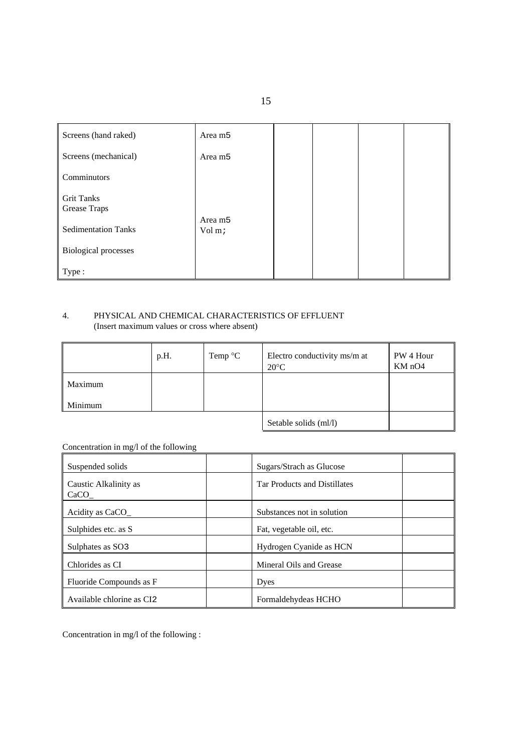| Screens (hand raked) | Area m5 | | | | |
|---|---|---|---|---|---|
| Screens (mechanical) | Area m5 | | | | |
| Comminutors | | | | | |
| Grit Tanks<br>Grease Traps | | | | | |
| Sedimentation Tanks | Area m5<br>Vol m; | | | | |
| Biological processes | | | | | |
| Type : | | | | | |

4. PHYSICAL AND CHEMICAL CHARACTERISTICS OF EFFLUENT
(Insert maximum values or cross where absent)

| | p.H. | Temp °C | Electro conductivity ms/m at 20°C | PW 4 Hour KM nO4 |
|---|---|---|---|---|
| Maximum | | | | |
| Minimum | | | | |
| | | | Setable solids (ml/l) | |

Concentration in mg/l of the following

| Suspended solids | | Sugars/Strach as Glucose | |
|---|---|---|---|
| Caustic Alkalinity as CaCO_ | | Tar Products and Distillates | |
| Acidity as CaCO_ | | Substances not in solution | |
| Sulphides etc. as S | | Fat, vegetable oil, etc. | |
| Sulphates as SO3 | | Hydrogen Cyanide as HCN | |
| Chlorides as CI | | Mineral Oils and Grease | |
| Fluoride Compounds as F | | Dyes | |
| Available chlorine as CI2 | | Formaldehydeas HCHO | |

Concentration in mg/l of the following :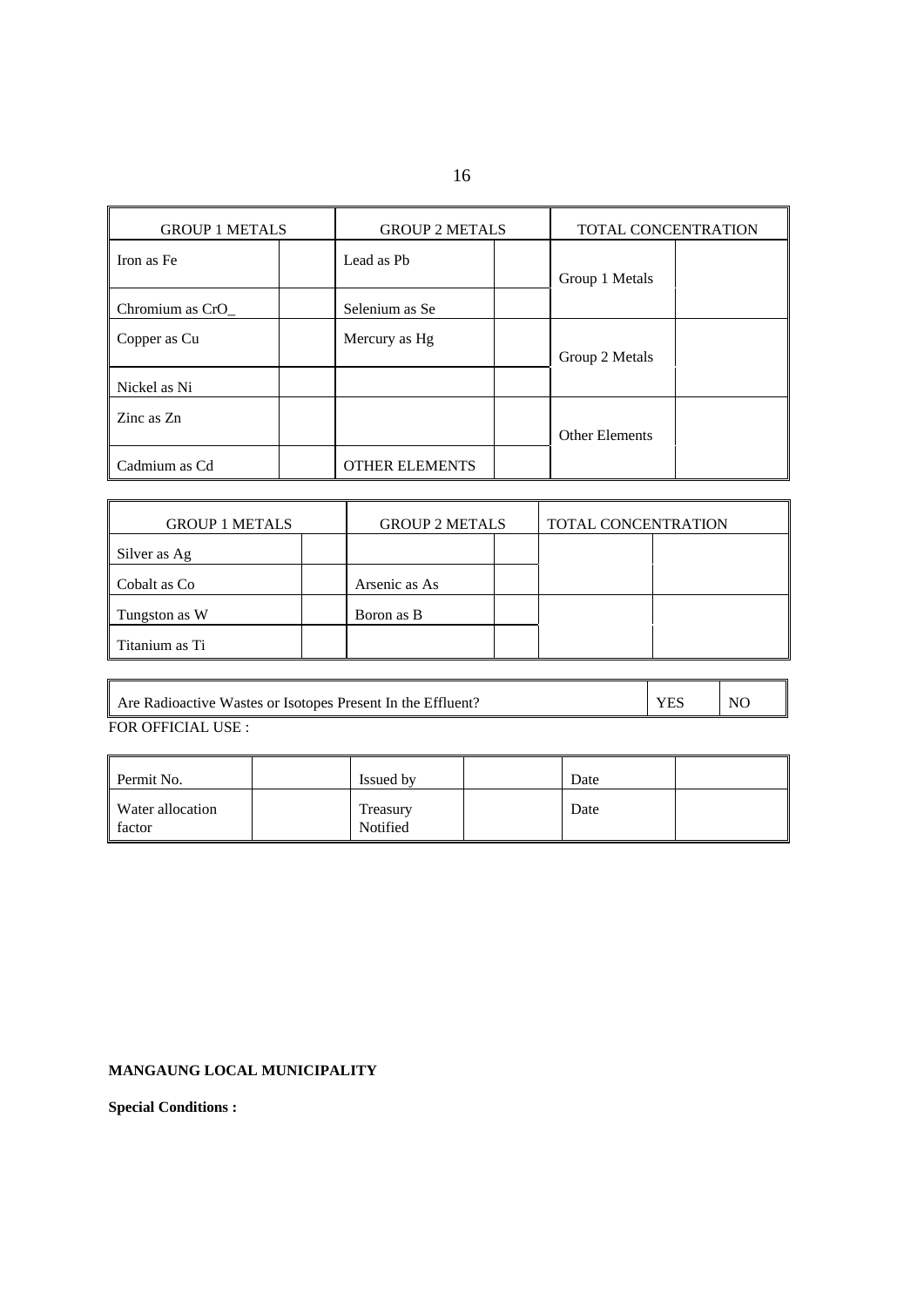| GROUP 1 METALS | | GROUP 2 METALS | | TOTAL CONCENTRATION | |
|---|---|---|---|---|---|
| Iron as Fe | | Lead as Pb | | Group 1 Metals | |
| Chromium as CrO_ | | Selenium as Se | | | |
| Copper as Cu | | Mercury as Hg | | Group 2 Metals | |
| Nickel as Ni | | | | | |
| Zinc as Zn | | | | Other Elements | |
| Cadmium as Cd | | OTHER ELEMENTS | | | |

| GROUP 1 METALS | | GROUP 2 METALS | | TOTAL CONCENTRATION | |
|---|---|---|---|---|---|
| Silver as Ag | | | | | |
| Cobalt as Co | | Arsenic as As | | | |
| Tungston as W | | Boron as B | | | |
| Titanium as Ti | | | | | |

| Are Radioactive Wastes or Isotopes Present In the Effluent? | YES | NO |
|---|---|---|

FOR OFFICIAL USE :

| Permit No. | | Issued by | | Date | |
|---|---|---|---|---|---|
| Water allocation factor | | Treasury Notified | | Date | |

**MANGAUNG LOCAL MUNICIPALITY**

**Special Conditions :**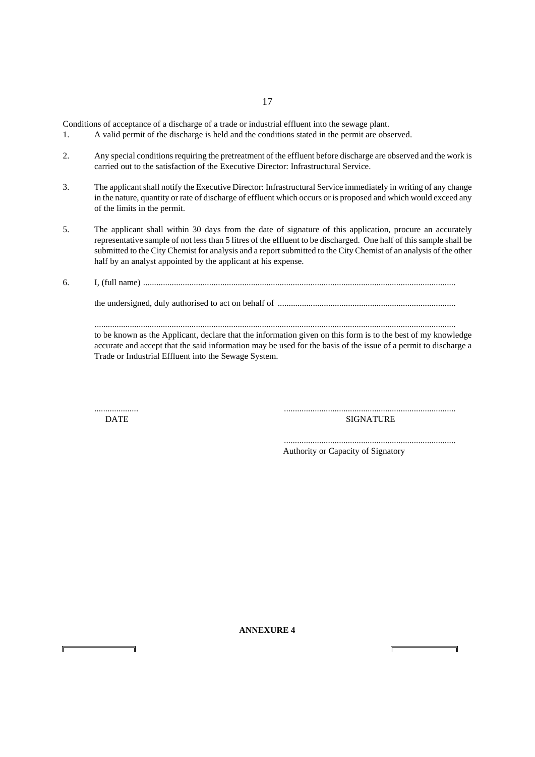Conditions of acceptance of a discharge of a trade or industrial effluent into the sewage plant.

1. A valid permit of the discharge is held and the conditions stated in the permit are observed.

2. Any special conditions requiring the pretreatment of the effluent before discharge are observed and the work is carried out to the satisfaction of the Executive Director: Infrastructural Service.

3. The applicant shall notify the Executive Director: Infrastructural Service immediately in writing of any change in the nature, quantity or rate of discharge of effluent which occurs or is proposed and which would exceed any of the limits in the permit.

5. The applicant shall within 30 days from the date of signature of this application, procure an accurately representative sample of not less than 5 litres of the effluent to be discharged. One half of this sample shall be submitted to the City Chemist for analysis and a report submitted to the City Chemist of an analysis of the other half by an analyst appointed by the applicant at his expense.

6. I, (full name) ...........................................................................................................................................

   the undersigned, duly authorised to act on behalf of ................................................................................

   .................................................................................................................................................................

   to be known as the Applicant, declare that the information given on this form is to the best of my knowledge accurate and accept that the said information may be used for the basis of the issue of a permit to discharge a Trade or Industrial Effluent into the Sewage System.

....................
DATE

.............................................................................
SIGNATURE

.............................................................................
Authority or Capacity of Signatory

**ANNEXURE 4**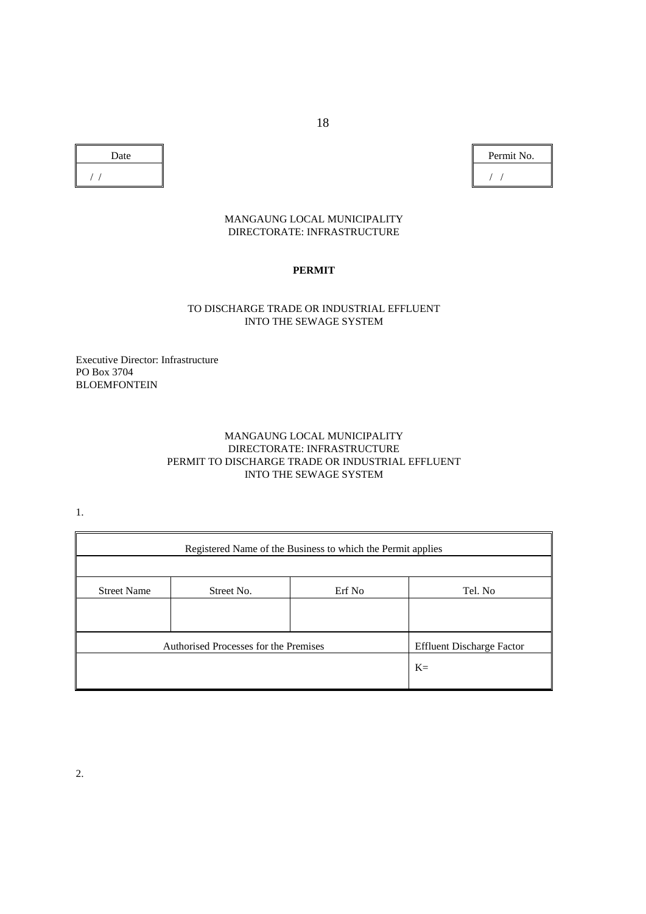| Date |
| --- |
| / / |

| Permit No. |
| --- |
| / / |

MANGAUNG LOCAL MUNICIPALITY
DIRECTORATE: INFRASTRUCTURE

**PERMIT**

TO DISCHARGE TRADE OR INDUSTRIAL EFFLUENT
INTO THE SEWAGE SYSTEM

Executive Director: Infrastructure
PO Box 3704
BLOEMFONTEIN

MANGAUNG LOCAL MUNICIPALITY
DIRECTORATE: INFRASTRUCTURE
PERMIT TO DISCHARGE TRADE OR INDUSTRIAL EFFLUENT
INTO THE SEWAGE SYSTEM

1.

| Registered Name of the Business to which the Permit applies | | | |
| --- | --- | --- | --- |
| | | | |
| Street Name | Street No. | Erf No | Tel. No |
| | | | |
| Authorised Processes for the Premises | | | Effluent Discharge Factor |
| | | | K= |

2.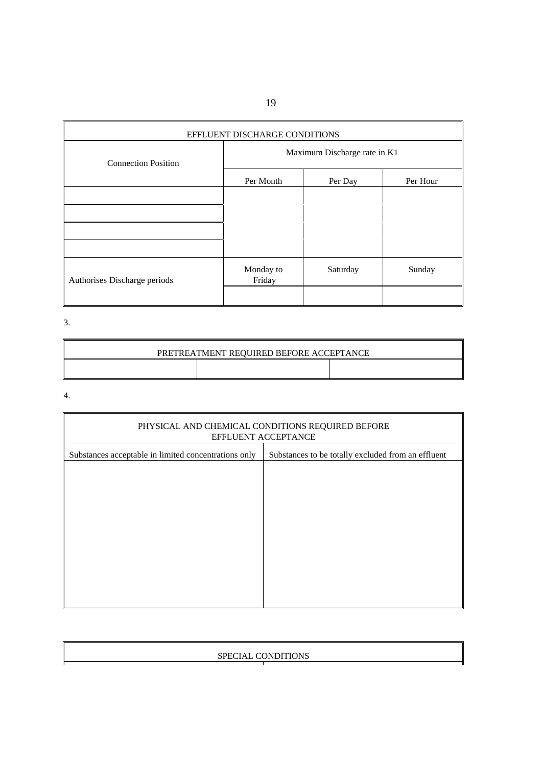| EFFLUENT DISCHARGE CONDITIONS | | | |
|---|---|---|---|
| Connection Position | Maximum Discharge rate in K1 | | |
| | Per Month | Per Day | Per Hour |
| | | | |
| | | | |
| | | | |
| | | | |
| Authorises Discharge periods | Monday to Friday | Saturday | Sunday |
| | | | |

3.

| PRETREATMENT REQUIRED BEFORE ACCEPTANCE | | |
|---|---|---|
| | | |

4.

| PHYSICAL AND CHEMICAL CONDITIONS REQUIRED BEFORE EFFLUENT ACCEPTANCE | |
|---|---|
| Substances acceptable in limited concentrations only | Substances to be totally excluded from an effluent |
| | |

| SPECIAL CONDITIONS |
|---|
| |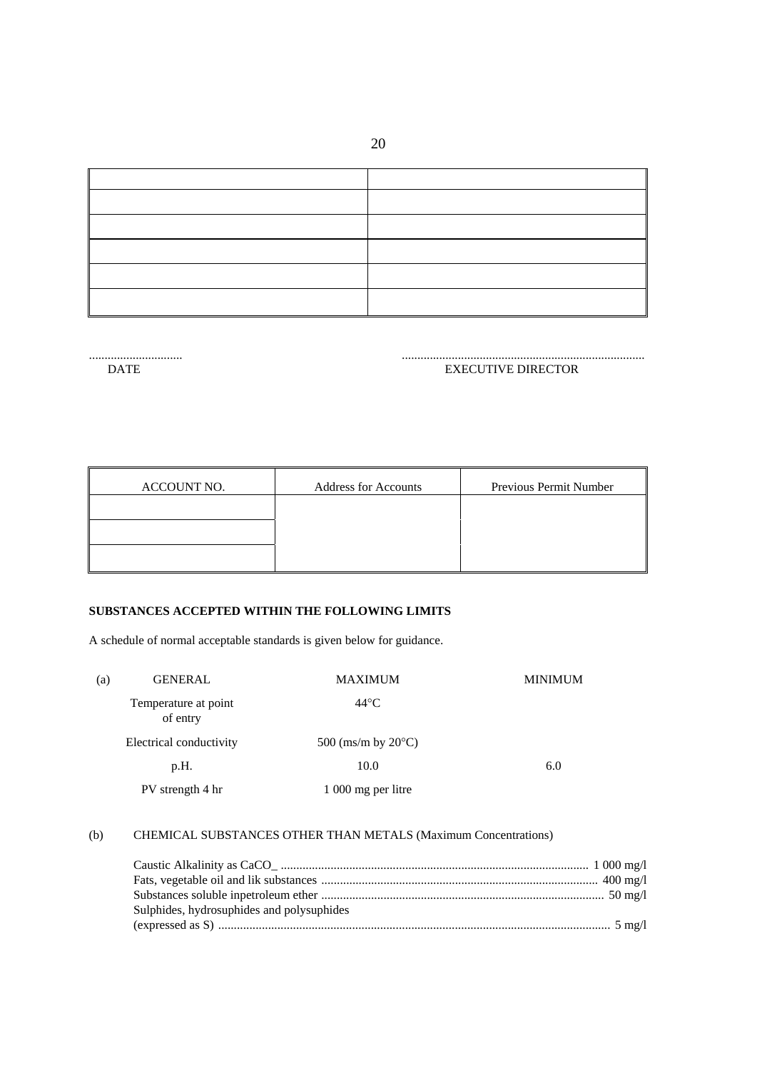| | |
|---|---|
| | |
| | |
| | |
| | |
| | |

.............................. DATE

.............................................................................. EXECUTIVE DIRECTOR

| ACCOUNT NO. | Address for Accounts | Previous Permit Number |
|---|---|---|
| | | |
| | | |
| | | |

**SUBSTANCES ACCEPTED WITHIN THE FOLLOWING LIMITS**

A schedule of normal acceptable standards is given below for guidance.

| (a) | GENERAL | MAXIMUM | MINIMUM |
|---|---|---|---|
| | Temperature at point of entry | 44°C | |
| | Electrical conductivity | 500 (ms/m by 20°C) | |
| | p.H. | 10.0 | 6.0 |
| | PV strength 4 hr | 1 000 mg per litre | |

(b) CHEMICAL SUBSTANCES OTHER THAN METALS (Maximum Concentrations)

Caustic Alkalinity as CaCO_ .................................................................................................. 1 000 mg/l
Fats, vegetable oil and lik substances ........................................................................................ 400 mg/l
Substances soluble inpetroleum ether .......................................................................................... 50 mg/l
Sulphides, hydrosuphides and polysuphides
(expressed as S) ............................................................................................................................ 5 mg/l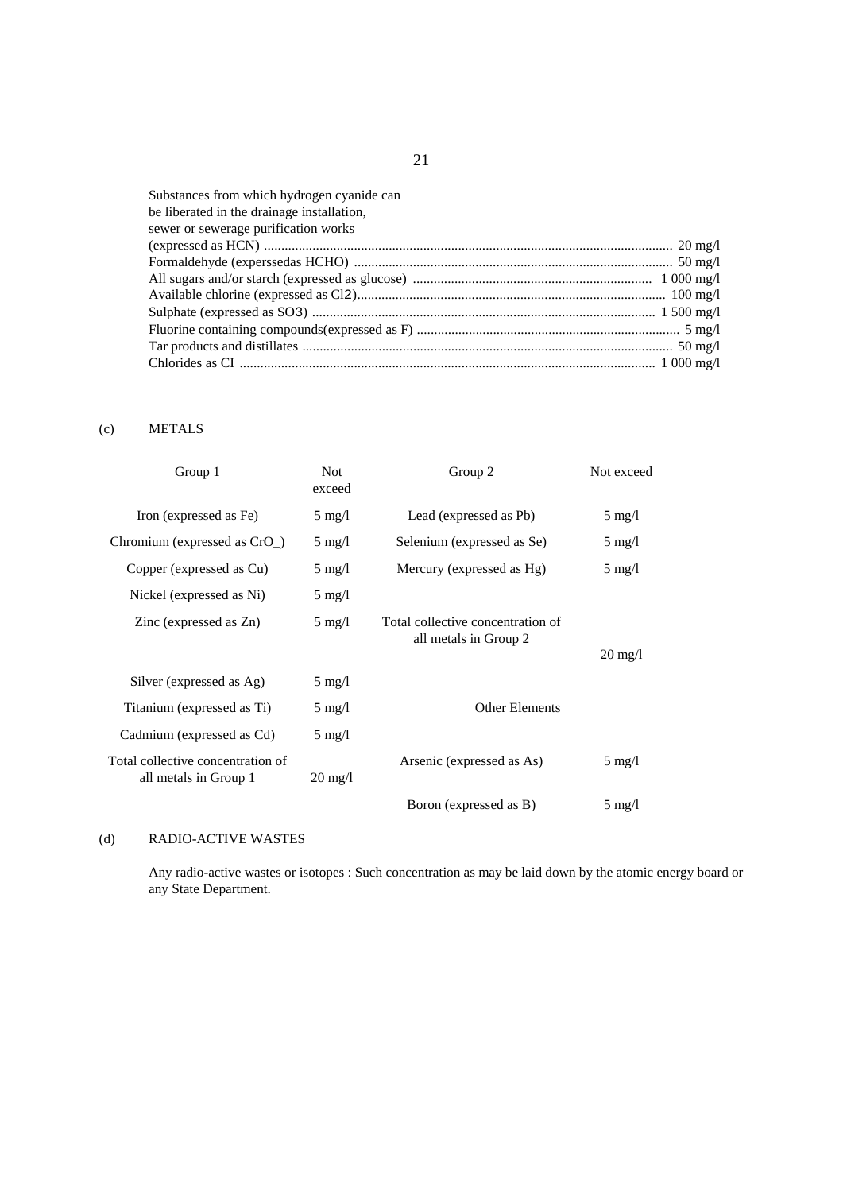Substances from which hydrogen cyanide can be liberated in the drainage installation, sewer or sewerage purification works (expressed as HCN) ..................................................... 20 mg/l
Formaldehyde (experssedas HCHO) ..................................................... 50 mg/l
All sugars and/or starch (expressed as glucose) ..................................................... 1 000 mg/l
Available chlorine (expressed as $Cl_2$)..................................................... 100 mg/l
Sulphate (expressed as $SO_3$) ..................................................... 1 500 mg/l
Fluorine containing compounds(expressed as F) ..................................................... 5 mg/l
Tar products and distillates ..................................................... 50 mg/l
Chlorides as CI ..................................................... 1 000 mg/l

(c) METALS

| Group 1 | Not exceed | Group 2 | Not exceed |
|---|---|---|---|
| Iron (expressed as Fe) | 5 mg/l | Lead (expressed as Pb) | 5 mg/l |
| Chromium (expressed as CrO_) | 5 mg/l | Selenium (expressed as Se) | 5 mg/l |
| Copper (expressed as Cu) | 5 mg/l | Mercury (expressed as Hg) | 5 mg/l |
| Nickel (expressed as Ni) | 5 mg/l | | |
| Zinc (expressed as Zn) | 5 mg/l | Total collective concentration of all metals in Group 2 | 20 mg/l |
| Silver (expressed as Ag) | 5 mg/l | | |
| Titanium (expressed as Ti) | 5 mg/l | Other Elements | |
| Cadmium (expressed as Cd) | 5 mg/l | | |
| Total collective concentration of all metals in Group 1 | 20 mg/l | Arsenic (expressed as As) | 5 mg/l |
| | | Boron (expressed as B) | 5 mg/l |

(d) RADIO-ACTIVE WASTES

Any radio-active wastes or isotopes : Such concentration as may be laid down by the atomic energy board or any State Department.